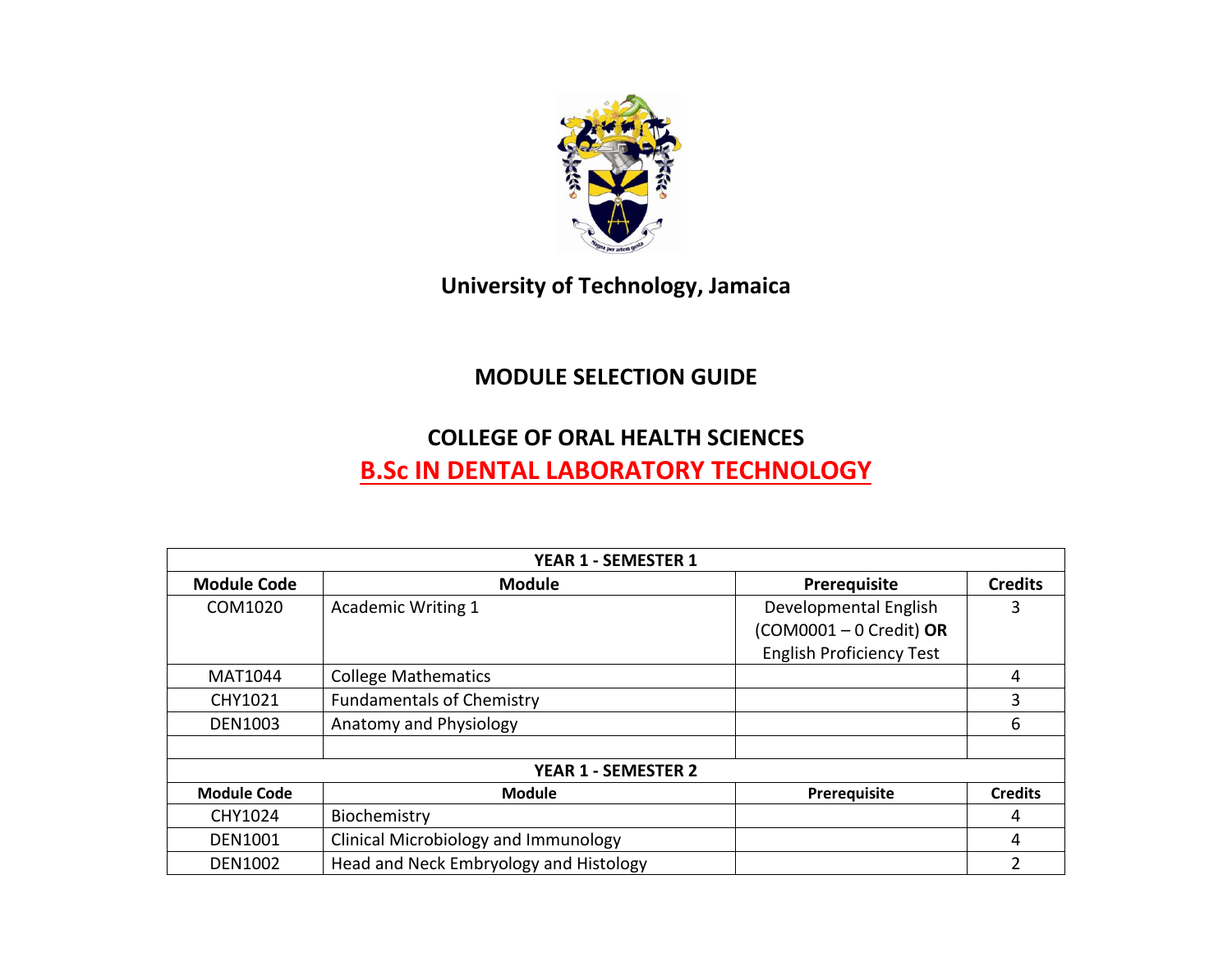# University of Technology, Jamaica

## MODULE SELECTION GUIDE

## COLLEGE OF ORAL HEALTH SCIENCES

## B.Sc IN DENTAL LABORATORY TECHNOLOGY

| YEAR 1 - SEMESTER 1 | | | |
|---|---|---|---|
| **Module Code** | **Module** | **Prerequisite** | **Credits** |
| COM1020 | Academic Writing 1 | Developmental English (COM0001 – 0 Credit) **OR** English Proficiency Test | 3 |
| MAT1044 | College Mathematics | | 4 |
| CHY1021 | Fundamentals of Chemistry | | 3 |
| DEN1003 | Anatomy and Physiology | | 6 |
| | | | |
| **YEAR 1 - SEMESTER 2** | | | |
| **Module Code** | **Module** | **Prerequisite** | **Credits** |
| CHY1024 | Biochemistry | | 4 |
| DEN1001 | Clinical Microbiology and Immunology | | 4 |
| DEN1002 | Head and Neck Embryology and Histology | | 2 |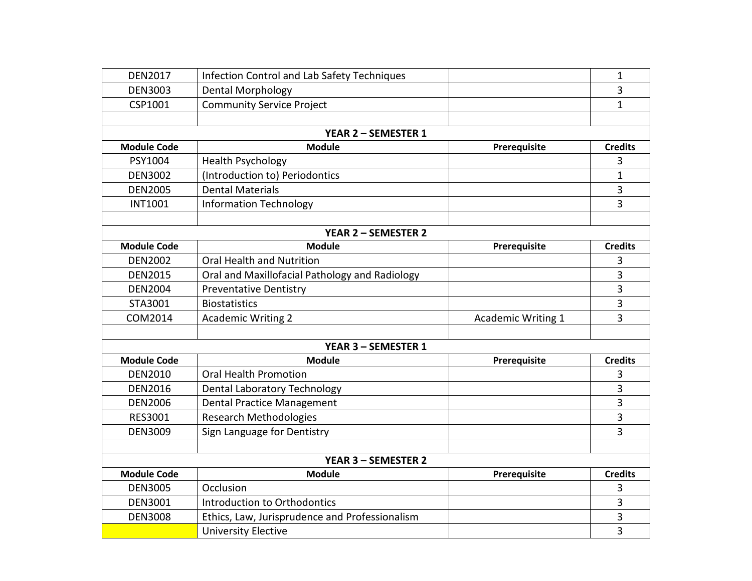| DEN2017 | Infection Control and Lab Safety Techniques | | 1 |
|---|---|---|---|
| DEN3003 | Dental Morphology | | 3 |
| CSP1001 | Community Service Project | | 1 |
| | | | |
| **YEAR 2 – SEMESTER 1** | | | |
| **Module Code** | **Module** | **Prerequisite** | **Credits** |
| PSY1004 | Health Psychology | | 3 |
| DEN3002 | (Introduction to) Periodontics | | 1 |
| DEN2005 | Dental Materials | | 3 |
| INT1001 | Information Technology | | 3 |
| | | | |
| **YEAR 2 – SEMESTER 2** | | | |
| **Module Code** | **Module** | **Prerequisite** | **Credits** |
| DEN2002 | Oral Health and Nutrition | | 3 |
| DEN2015 | Oral and Maxillofacial Pathology and Radiology | | 3 |
| DEN2004 | Preventative Dentistry | | 3 |
| STA3001 | Biostatistics | | 3 |
| COM2014 | Academic Writing 2 | Academic Writing 1 | 3 |
| | | | |
| **YEAR 3 – SEMESTER 1** | | | |
| **Module Code** | **Module** | **Prerequisite** | **Credits** |
| DEN2010 | Oral Health Promotion | | 3 |
| DEN2016 | Dental Laboratory Technology | | 3 |
| DEN2006 | Dental Practice Management | | 3 |
| RES3001 | Research Methodologies | | 3 |
| DEN3009 | Sign Language for Dentistry | | 3 |
| | | | |
| **YEAR 3 – SEMESTER 2** | | | |
| **Module Code** | **Module** | **Prerequisite** | **Credits** |
| DEN3005 | Occlusion | | 3 |
| DEN3001 | Introduction to Orthodontics | | 3 |
| DEN3008 | Ethics, Law, Jurisprudence and Professionalism | | 3 |
| | University Elective | | 3 |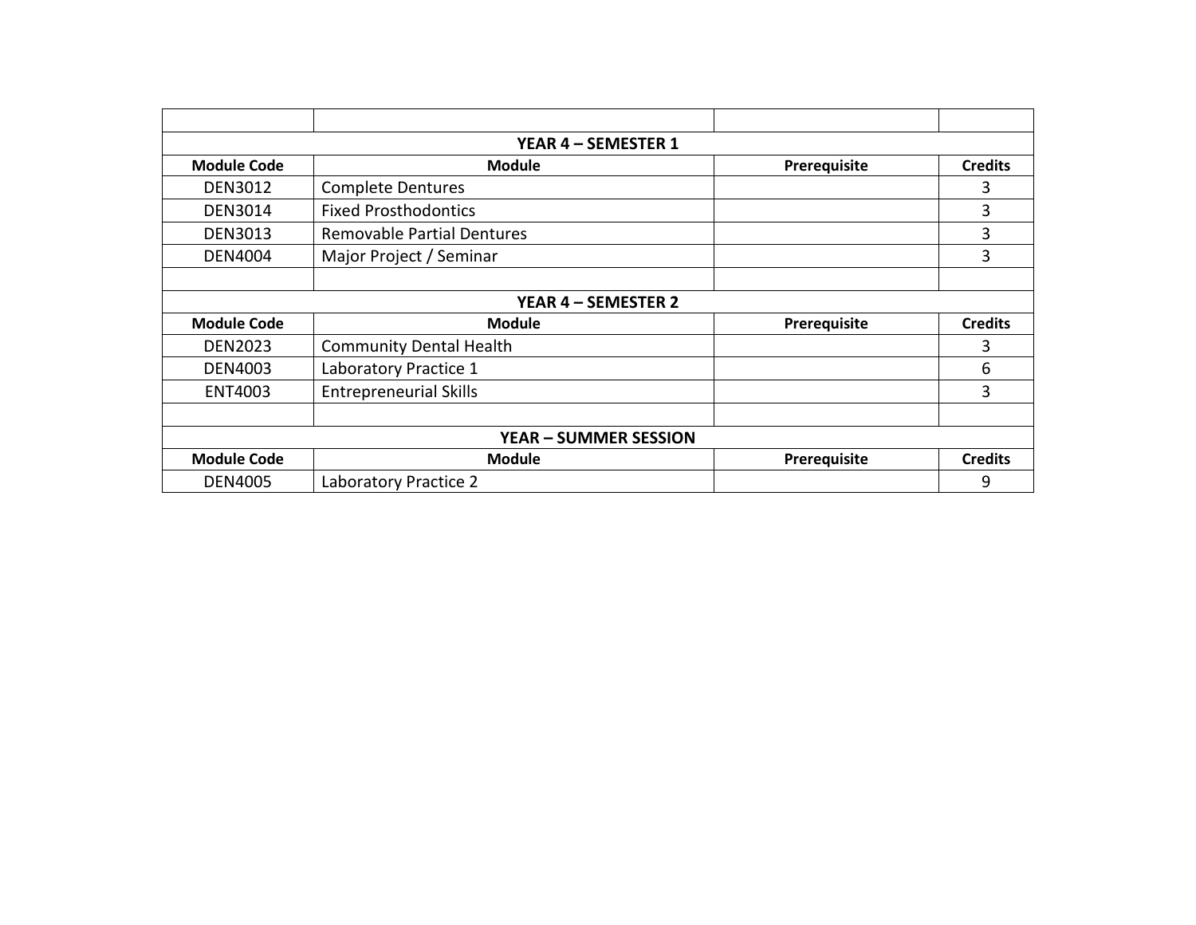| | | | |
|---|---|---|---|
| | | | |
| **YEAR 4 – SEMESTER 1** | | | |
| **Module Code** | **Module** | **Prerequisite** | **Credits** |
| DEN3012 | Complete Dentures | | 3 |
| DEN3014 | Fixed Prosthodontics | | 3 |
| DEN3013 | Removable Partial Dentures | | 3 |
| DEN4004 | Major Project / Seminar | | 3 |
| | | | |
| **YEAR 4 – SEMESTER 2** | | | |
| **Module Code** | **Module** | **Prerequisite** | **Credits** |
| DEN2023 | Community Dental Health | | 3 |
| DEN4003 | Laboratory Practice 1 | | 6 |
| ENT4003 | Entrepreneurial Skills | | 3 |
| | | | |
| **YEAR – SUMMER SESSION** | | | |
| **Module Code** | **Module** | **Prerequisite** | **Credits** |
| DEN4005 | Laboratory Practice 2 | | 9 |